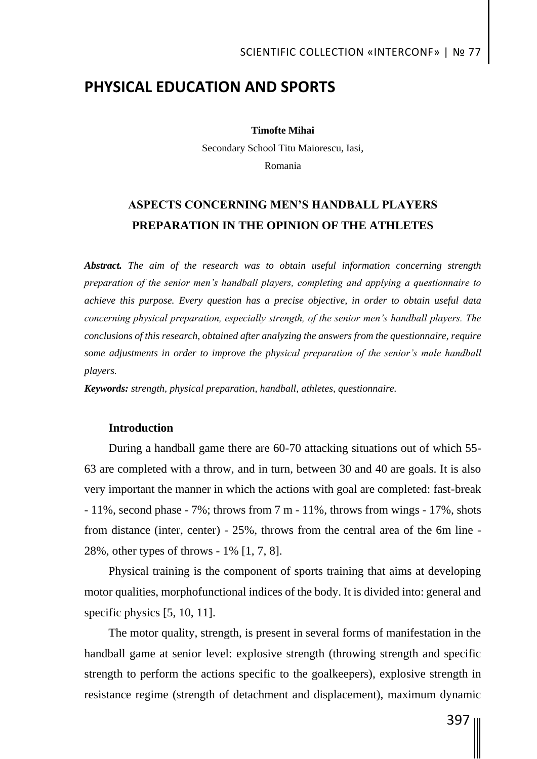# PHYSICAL EDUCATION AND SPORTS

**Timofte Mihai**

Secondary School Titu Maiorescu, Iasi,

Romania

## ASPECTS CONCERNING MEN'S HANDBALL PLAYERS PREPARATION IN THE OPINION OF THE ATHLETES

***Abstract.*** *The aim of the research was to obtain useful information concerning strength preparation of the senior men's handball players, completing and applying a questionnaire to achieve this purpose. Every question has a precise objective, in order to obtain useful data concerning physical preparation, especially strength, of the senior men's handball players. The conclusions of this research, obtained after analyzing the answers from the questionnaire, require some adjustments in order to improve the physical preparation of the senior's male handball players.*

***Keywords:*** *strength, physical preparation, handball, athletes, questionnaire.*

### Introduction

During a handball game there are 60-70 attacking situations out of which 55-63 are completed with a throw, and in turn, between 30 and 40 are goals. It is also very important the manner in which the actions with goal are completed: fast-break - 11%, second phase - 7%; throws from 7 m - 11%, throws from wings - 17%, shots from distance (inter, center) - 25%, throws from the central area of the 6m line - 28%, other types of throws - 1% [1, 7, 8].

Physical training is the component of sports training that aims at developing motor qualities, morphofunctional indices of the body. It is divided into: general and specific physics [5, 10, 11].

The motor quality, strength, is present in several forms of manifestation in the handball game at senior level: explosive strength (throwing strength and specific strength to perform the actions specific to the goalkeepers), explosive strength in resistance regime (strength of detachment and displacement), maximum dynamic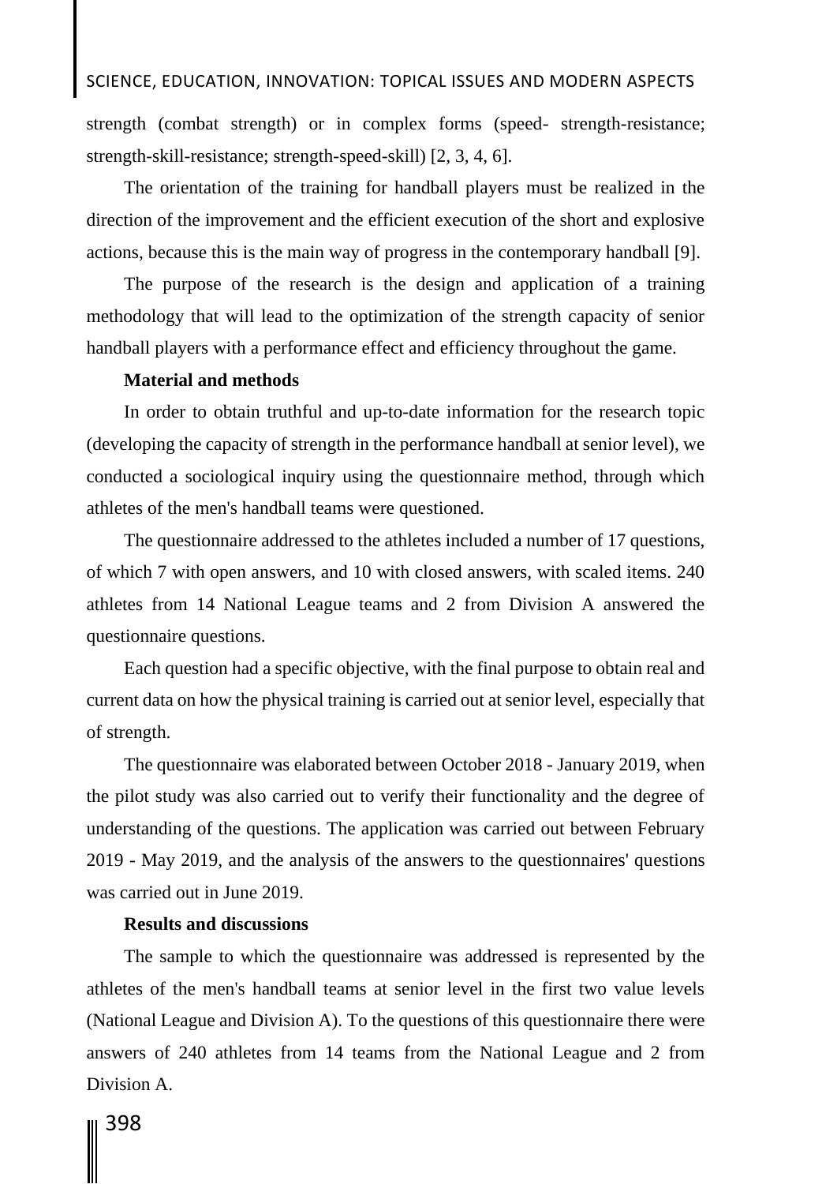strength (combat strength) or in complex forms (speed- strength-resistance; strength-skill-resistance; strength-speed-skill) [2, 3, 4, 6].

The orientation of the training for handball players must be realized in the direction of the improvement and the efficient execution of the short and explosive actions, because this is the main way of progress in the contemporary handball [9].

The purpose of the research is the design and application of a training methodology that will lead to the optimization of the strength capacity of senior handball players with a performance effect and efficiency throughout the game.

**Material and methods**

In order to obtain truthful and up-to-date information for the research topic (developing the capacity of strength in the performance handball at senior level), we conducted a sociological inquiry using the questionnaire method, through which athletes of the men's handball teams were questioned.

The questionnaire addressed to the athletes included a number of 17 questions, of which 7 with open answers, and 10 with closed answers, with scaled items. 240 athletes from 14 National League teams and 2 from Division A answered the questionnaire questions.

Each question had a specific objective, with the final purpose to obtain real and current data on how the physical training is carried out at senior level, especially that of strength.

The questionnaire was elaborated between October 2018 - January 2019, when the pilot study was also carried out to verify their functionality and the degree of understanding of the questions. The application was carried out between February 2019 - May 2019, and the analysis of the answers to the questionnaires' questions was carried out in June 2019.

**Results and discussions**

The sample to which the questionnaire was addressed is represented by the athletes of the men's handball teams at senior level in the first two value levels (National League and Division A). To the questions of this questionnaire there were answers of 240 athletes from 14 teams from the National League and 2 from Division A.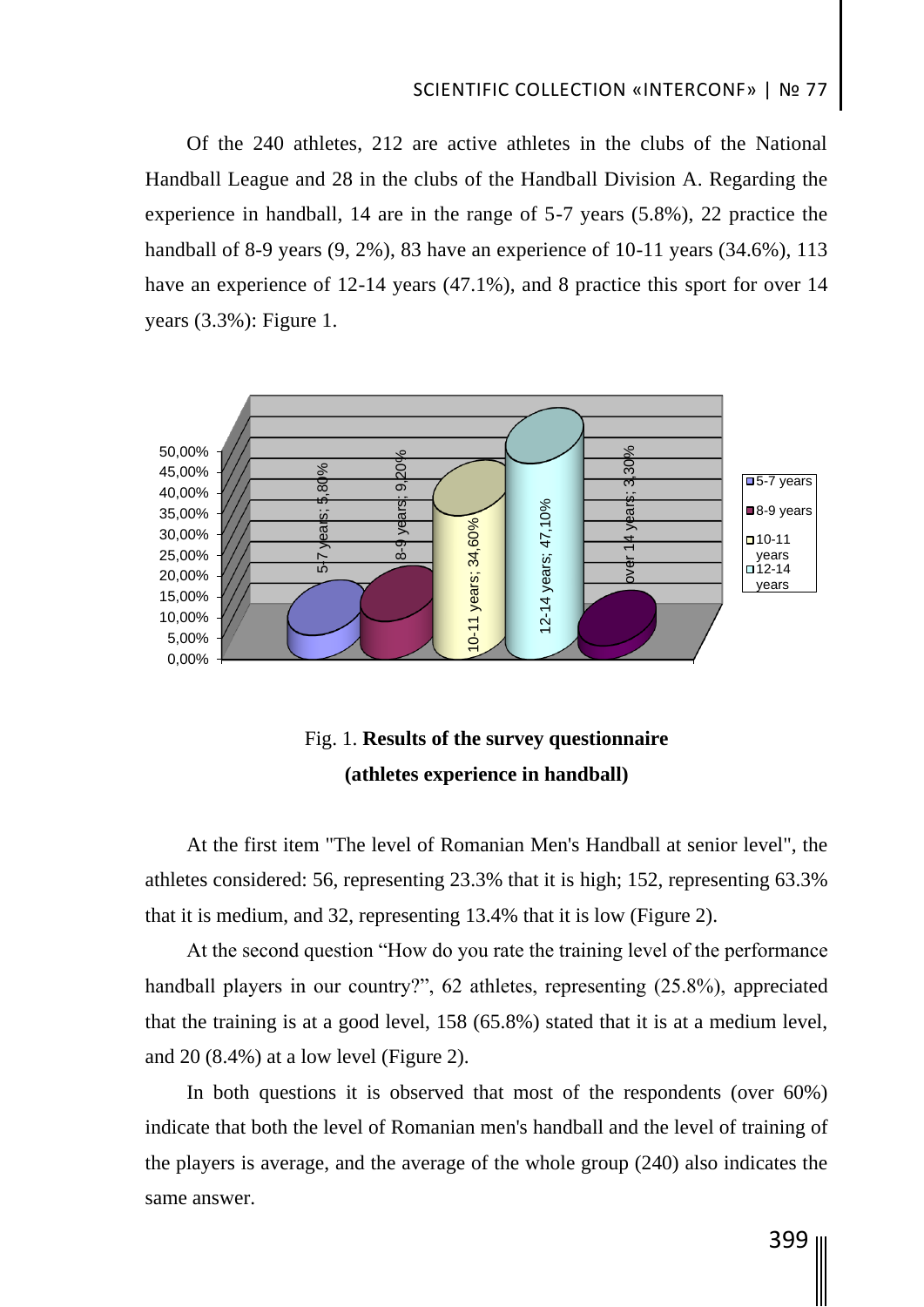Of the 240 athletes, 212 are active athletes in the clubs of the National Handball League and 28 in the clubs of the Handball Division A. Regarding the experience in handball, 14 are in the range of 5-7 years (5.8%), 22 practice the handball of 8-9 years (9, 2%), 83 have an experience of 10-11 years (34.6%), 113 have an experience of 12-14 years (47.1%), and 8 practice this sport for over 14 years (3.3%): Figure 1.

Fig. 1. **Results of the survey questionnaire (athletes experience in handball)**

At the first item "The level of Romanian Men's Handball at senior level", the athletes considered: 56, representing 23.3% that it is high; 152, representing 63.3% that it is medium, and 32, representing 13.4% that it is low (Figure 2).

At the second question "How do you rate the training level of the performance handball players in our country?", 62 athletes, representing (25.8%), appreciated that the training is at a good level, 158 (65.8%) stated that it is at a medium level, and 20 (8.4%) at a low level (Figure 2).

In both questions it is observed that most of the respondents (over 60%) indicate that both the level of Romanian men's handball and the level of training of the players is average, and the average of the whole group (240) also indicates the same answer.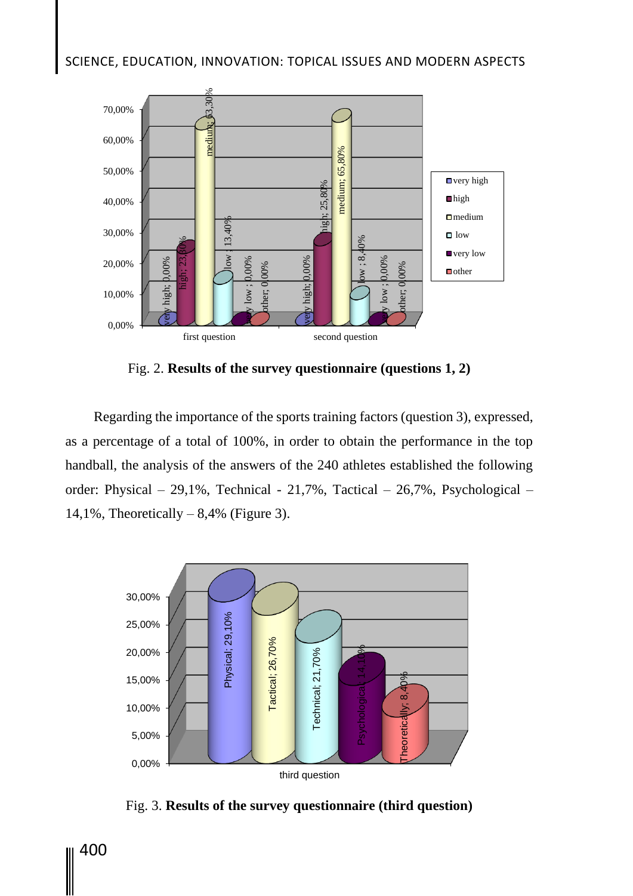Fig. 2. **Results of the survey questionnaire (questions 1, 2)**

Regarding the importance of the sports training factors (question 3), expressed, as a percentage of a total of 100%, in order to obtain the performance in the top handball, the analysis of the answers of the 240 athletes established the following order: Physical – 29,1%, Technical - 21,7%, Tactical – 26,7%, Psychological – 14,1%, Theoretically – 8,4% (Figure 3).

Fig. 3. **Results of the survey questionnaire (third question)**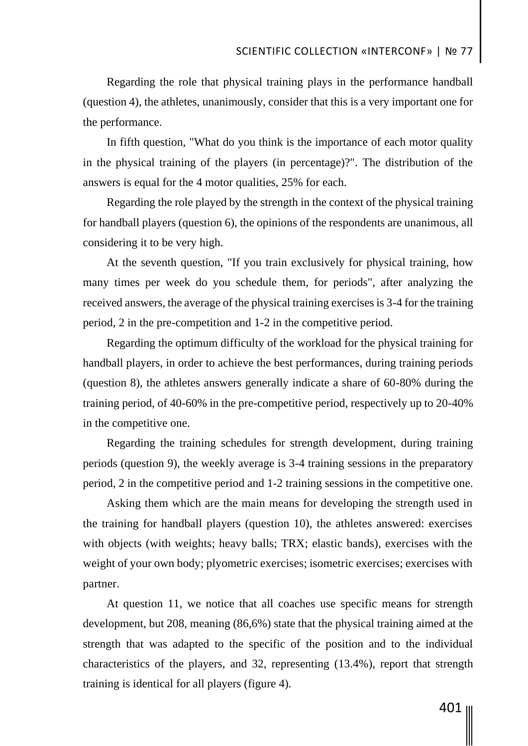Regarding the role that physical training plays in the performance handball (question 4), the athletes, unanimously, consider that this is a very important one for the performance.

In fifth question, "What do you think is the importance of each motor quality in the physical training of the players (in percentage)?". The distribution of the answers is equal for the 4 motor qualities, 25% for each.

Regarding the role played by the strength in the context of the physical training for handball players (question 6), the opinions of the respondents are unanimous, all considering it to be very high.

At the seventh question, "If you train exclusively for physical training, how many times per week do you schedule them, for periods", after analyzing the received answers, the average of the physical training exercises is 3-4 for the training period, 2 in the pre-competition and 1-2 in the competitive period.

Regarding the optimum difficulty of the workload for the physical training for handball players, in order to achieve the best performances, during training periods (question 8), the athletes answers generally indicate a share of 60-80% during the training period, of 40-60% in the pre-competitive period, respectively up to 20-40% in the competitive one.

Regarding the training schedules for strength development, during training periods (question 9), the weekly average is 3-4 training sessions in the preparatory period, 2 in the competitive period and 1-2 training sessions in the competitive one.

Asking them which are the main means for developing the strength used in the training for handball players (question 10), the athletes answered: exercises with objects (with weights; heavy balls; TRX; elastic bands), exercises with the weight of your own body; plyometric exercises; isometric exercises; exercises with partner.

At question 11, we notice that all coaches use specific means for strength development, but 208, meaning (86,6%) state that the physical training aimed at the strength that was adapted to the specific of the position and to the individual characteristics of the players, and 32, representing (13.4%), report that strength training is identical for all players (figure 4).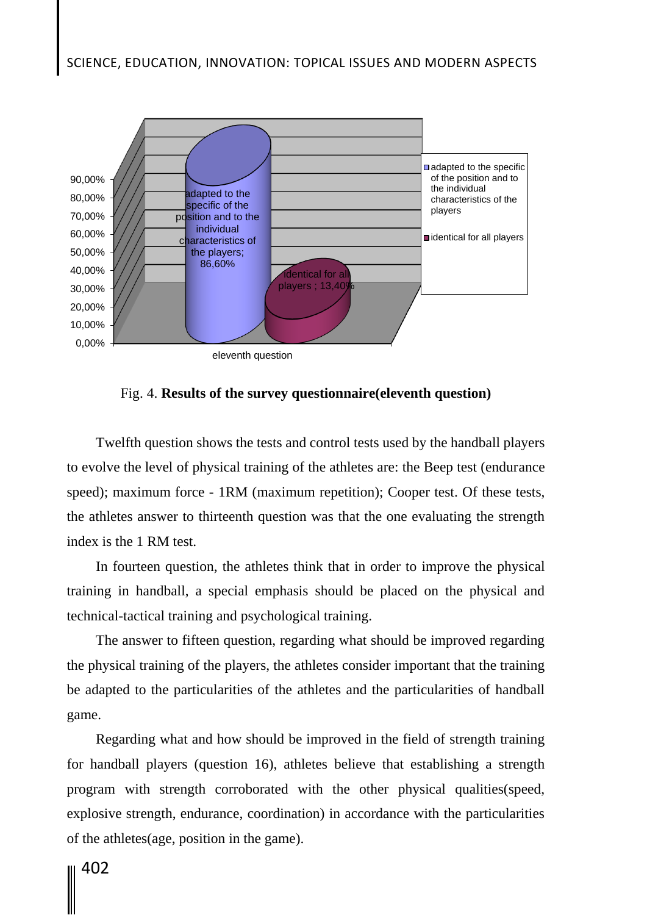Fig. 4. **Results of the survey questionnaire(eleventh question)**

Twelfth question shows the tests and control tests used by the handball players to evolve the level of physical training of the athletes are: the Beep test (endurance speed); maximum force - 1RM (maximum repetition); Cooper test. Of these tests, the athletes answer to thirteenth question was that the one evaluating the strength index is the 1 RM test.

In fourteen question, the athletes think that in order to improve the physical training in handball, a special emphasis should be placed on the physical and technical-tactical training and psychological training.

The answer to fifteen question, regarding what should be improved regarding the physical training of the players, the athletes consider important that the training be adapted to the particularities of the athletes and the particularities of handball game.

Regarding what and how should be improved in the field of strength training for handball players (question 16), athletes believe that establishing a strength program with strength corroborated with the other physical qualities(speed, explosive strength, endurance, coordination) in accordance with the particularities of the athletes(age, position in the game).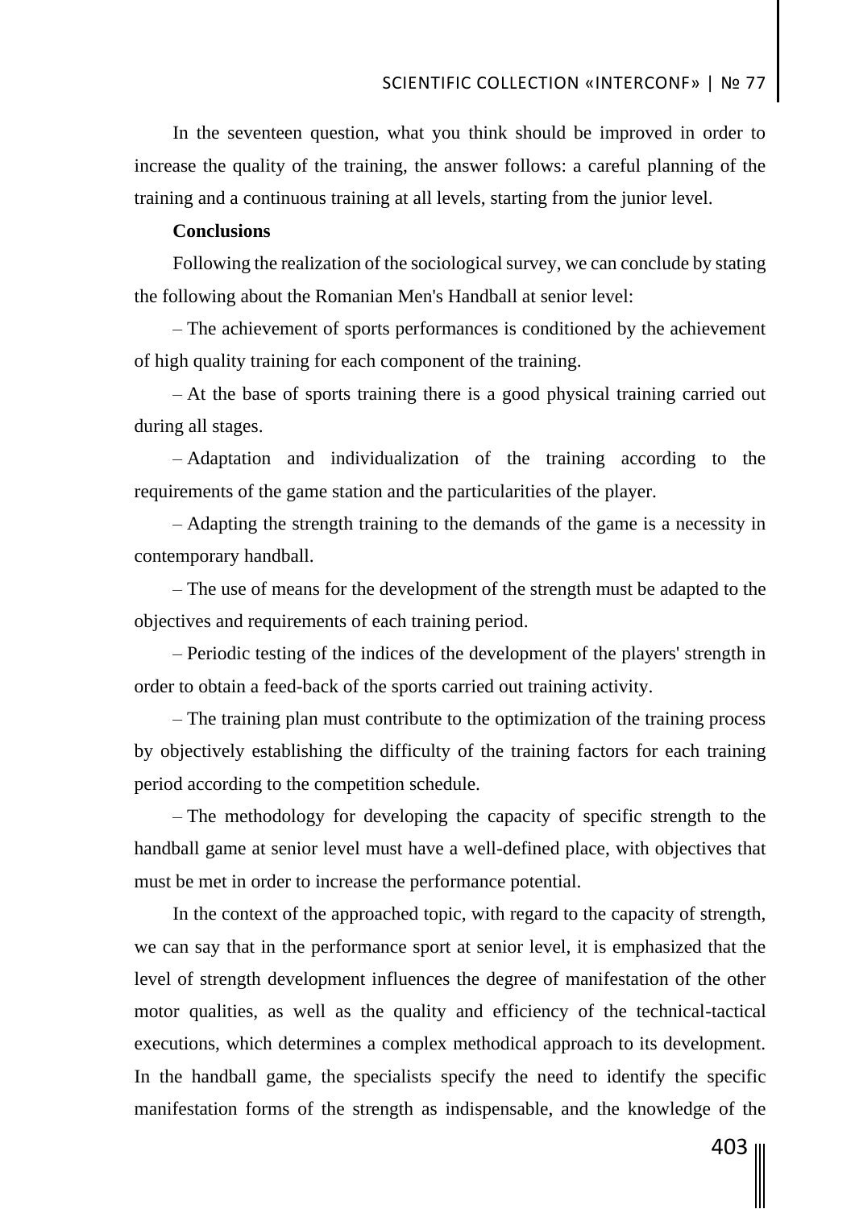In the seventeen question, what you think should be improved in order to increase the quality of the training, the answer follows: a careful planning of the training and a continuous training at all levels, starting from the junior level.

**Conclusions**

Following the realization of the sociological survey, we can conclude by stating the following about the Romanian Men's Handball at senior level:

– The achievement of sports performances is conditioned by the achievement of high quality training for each component of the training.

– At the base of sports training there is a good physical training carried out during all stages.

– Adaptation and individualization of the training according to the requirements of the game station and the particularities of the player.

– Adapting the strength training to the demands of the game is a necessity in contemporary handball.

– The use of means for the development of the strength must be adapted to the objectives and requirements of each training period.

– Periodic testing of the indices of the development of the players' strength in order to obtain a feed-back of the sports carried out training activity.

– The training plan must contribute to the optimization of the training process by objectively establishing the difficulty of the training factors for each training period according to the competition schedule.

– The methodology for developing the capacity of specific strength to the handball game at senior level must have a well-defined place, with objectives that must be met in order to increase the performance potential.

In the context of the approached topic, with regard to the capacity of strength, we can say that in the performance sport at senior level, it is emphasized that the level of strength development influences the degree of manifestation of the other motor qualities, as well as the quality and efficiency of the technical-tactical executions, which determines a complex methodical approach to its development. In the handball game, the specialists specify the need to identify the specific manifestation forms of the strength as indispensable, and the knowledge of the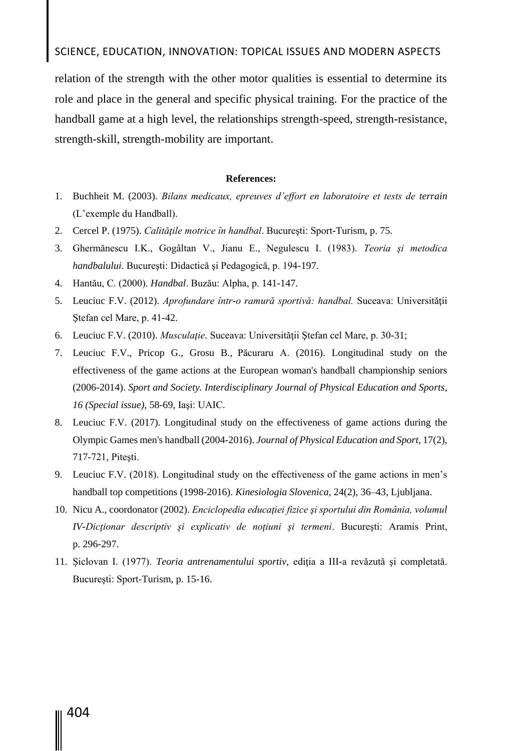relation of the strength with the other motor qualities is essential to determine its role and place in the general and specific physical training. For the practice of the handball game at a high level, the relationships strength-speed, strength-resistance, strength-skill, strength-mobility are important.

**References:**

1. Buchheit M. (2003). *Bilans medicaux, epreuves d'effort en laboratoire et tests de terrain* (L'exemple du Handball).
2. Cercel P. (1975). *Calităţile motrice în handbal*. Bucureşti: Sport-Turism, p. 75.
3. Ghermănescu I.K., Gogâltan V., Jianu E., Negulescu I. (1983). *Teoria şi metodica handbalului*. Bucureşti: Didactică şi Pedagogică, p. 194-197.
4. Hantău, C. (2000). *Handbal*. Buzău: Alpha, p. 141-147.
5. Leuciuc F.V. (2012). *Aprofundare într-o ramură sportivă: handbal.* Suceava: Universităţii Ştefan cel Mare, p. 41-42.
6. Leuciuc F.V. (2010). *Musculaţie*. Suceava: Universităţii Ştefan cel Mare, p. 30-31;
7. Leuciuc F.V., Pricop G., Grosu B., Păcuraru A. (2016). Longitudinal study on the effectiveness of the game actions at the European woman's handball championship seniors (2006-2014). *Sport and Society. Interdisciplinary Journal of Physical Education and Sports, 16 (Special issue),* 58-69, Iaşi: UAIC.
8. Leuciuc F.V. (2017). Longitudinal study on the effectiveness of game actions during the Olympic Games men's handball (2004-2016). *Journal of Physical Education and Sport,* 17(2), 717-721, Piteşti.
9. Leuciuc F.V. (2018). Longitudinal study on the effectiveness of the game actions in men's handball top competitions (1998-2016). *Kinesiologia Slovenica,* 24(2), 36–43, Ljubljana.
10. Nicu A., coordonator (2002). *Enciclopedia educaţiei fizice şi sportului din România, volumul IV-Dicţionar descriptiv şi explicativ de noţiuni şi termeni*. Bucureşti: Aramis Print, p. 296-297.
11. Şiclovan I. (1977). *Teoria antrenamentului sportiv,* ediţia a III-a revăzută şi completată. Bucureşti: Sport-Turism, p. 15-16.